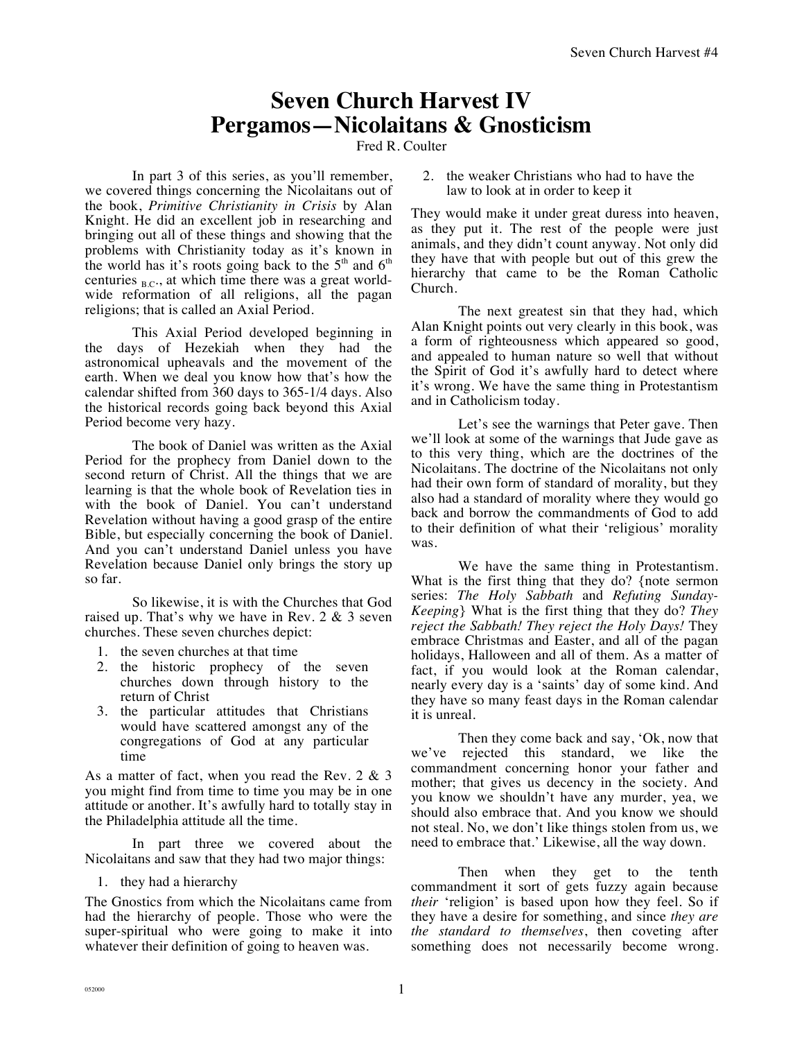# Seven Church Harvest IV
# Pergamos—Nicolaitans & Gnosticism

Fred R. Coulter

In part 3 of this series, as you'll remember, we covered things concerning the Nicolaitans out of the book, *Primitive Christianity in Crisis* by Alan Knight. He did an excellent job in researching and bringing out all of these things and showing that the problems with Christianity today as it's known in the world has it's roots going back to the 5th and 6th centuries B.C., at which time there was a great world-wide reformation of all religions, all the pagan religions; that is called an Axial Period.

This Axial Period developed beginning in the days of Hezekiah when they had the astronomical upheavals and the movement of the earth. When we deal you know how that's how the calendar shifted from 360 days to 365-1/4 days. Also the historical records going back beyond this Axial Period become very hazy.

The book of Daniel was written as the Axial Period for the prophecy from Daniel down to the second return of Christ. All the things that we are learning is that the whole book of Revelation ties in with the book of Daniel. You can't understand Revelation without having a good grasp of the entire Bible, but especially concerning the book of Daniel. And you can't understand Daniel unless you have Revelation because Daniel only brings the story up so far.

So likewise, it is with the Churches that God raised up. That's why we have in Rev. 2 & 3 seven churches. These seven churches depict:

1. the seven churches at that time
2. the historic prophecy of the seven churches down through history to the return of Christ
3. the particular attitudes that Christians would have scattered amongst any of the congregations of God at any particular time

As a matter of fact, when you read the Rev. 2 & 3 you might find from time to time you may be in one attitude or another. It's awfully hard to totally stay in the Philadelphia attitude all the time.

In part three we covered about the Nicolaitans and saw that they had two major things:

1. they had a hierarchy

The Gnostics from which the Nicolaitans came from had the hierarchy of people. Those who were the super-spiritual who were going to make it into whatever their definition of going to heaven was.

2. the weaker Christians who had to have the law to look at in order to keep it

They would make it under great duress into heaven, as they put it. The rest of the people were just animals, and they didn't count anyway. Not only did they have that with people but out of this grew the hierarchy that came to be the Roman Catholic Church.

The next greatest sin that they had, which Alan Knight points out very clearly in this book, was a form of righteousness which appeared so good, and appealed to human nature so well that without the Spirit of God it's awfully hard to detect where it's wrong. We have the same thing in Protestantism and in Catholicism today.

Let's see the warnings that Peter gave. Then we'll look at some of the warnings that Jude gave as to this very thing, which are the doctrines of the Nicolaitans. The doctrine of the Nicolaitans not only had their own form of standard of morality, but they also had a standard of morality where they would go back and borrow the commandments of God to add to their definition of what their 'religious' morality was.

We have the same thing in Protestantism. What is the first thing that they do? {note sermon series: *The Holy Sabbath* and *Refuting Sunday-Keeping*} What is the first thing that they do? *They reject the Sabbath! They reject the Holy Days!* They embrace Christmas and Easter, and all of the pagan holidays, Halloween and all of them. As a matter of fact, if you would look at the Roman calendar, nearly every day is a 'saints' day of some kind. And they have so many feast days in the Roman calendar it is unreal.

Then they come back and say, 'Ok, now that we've rejected this standard, we like the commandment concerning honor your father and mother; that gives us decency in the society. And you know we shouldn't have any murder, yea, we should also embrace that. And you know we should not steal. No, we don't like things stolen from us, we need to embrace that.' Likewise, all the way down.

Then when they get to the tenth commandment it sort of gets fuzzy again because *their* 'religion' is based upon how they feel. So if they have a desire for something, and since *they are the standard to themselves*, then coveting after something does not necessarily become wrong.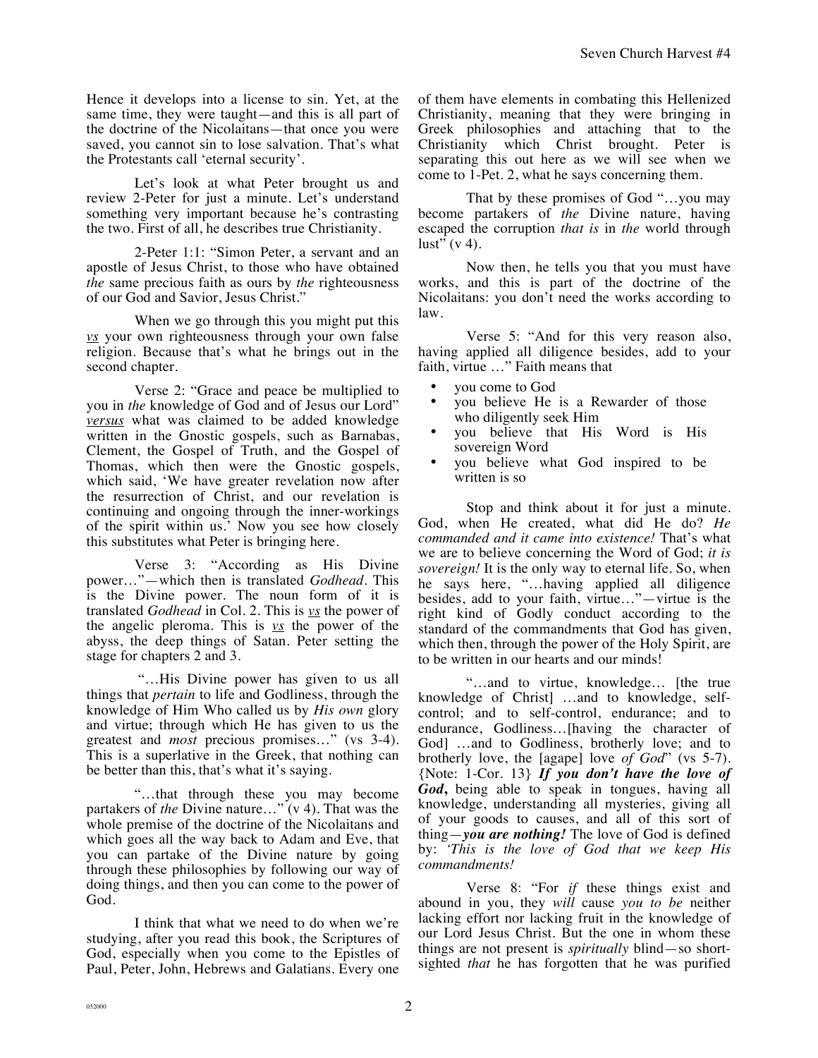Hence it develops into a license to sin. Yet, at the same time, they were taught—and this is all part of the doctrine of the Nicolaitans—that once you were saved, you cannot sin to lose salvation. That's what the Protestants call 'eternal security'.

Let's look at what Peter brought us and review 2-Peter for just a minute. Let's understand something very important because he's contrasting the two. First of all, he describes true Christianity.

2-Peter 1:1: "Simon Peter, a servant and an apostle of Jesus Christ, to those who have obtained *the* same precious faith as ours by *the* righteousness of our God and Savior, Jesus Christ."

When we go through this you might put this *vs* your own righteousness through your own false religion. Because that's what he brings out in the second chapter.

Verse 2: "Grace and peace be multiplied to you in *the* knowledge of God and of Jesus our Lord" *versus* what was claimed to be added knowledge written in the Gnostic gospels, such as Barnabas, Clement, the Gospel of Truth, and the Gospel of Thomas, which then were the Gnostic gospels, which said, 'We have greater revelation now after the resurrection of Christ, and our revelation is continuing and ongoing through the inner-workings of the spirit within us.' Now you see how closely this substitutes what Peter is bringing here.

Verse 3: "According as His Divine power…"—which then is translated *Godhead*. This is the Divine power. The noun form of it is translated *Godhead* in Col. 2. This is *vs* the power of the angelic pleroma. This is *vs* the power of the abyss, the deep things of Satan. Peter setting the stage for chapters 2 and 3.

"…His Divine power has given to us all things that *pertain* to life and Godliness, through the knowledge of Him Who called us by *His own* glory and virtue; through which He has given to us the greatest and *most* precious promises…" (vs 3-4). This is a superlative in the Greek, that nothing can be better than this, that's what it's saying.

"…that through these you may become partakers of *the* Divine nature…" (v 4). That was the whole premise of the doctrine of the Nicolaitans and which goes all the way back to Adam and Eve, that you can partake of the Divine nature by going through these philosophies by following our way of doing things, and then you can come to the power of God.

I think that what we need to do when we're studying, after you read this book, the Scriptures of God, especially when you come to the Epistles of Paul, Peter, John, Hebrews and Galatians. Every one of them have elements in combating this Hellenized Christianity, meaning that they were bringing in Greek philosophies and attaching that to the Christianity which Christ brought. Peter is separating this out here as we will see when we come to 1-Pet. 2, what he says concerning them.

That by these promises of God "…you may become partakers of *the* Divine nature, having escaped the corruption *that is* in *the* world through lust" (v 4).

Now then, he tells you that you must have works, and this is part of the doctrine of the Nicolaitans: you don't need the works according to law.

Verse 5: "And for this very reason also, having applied all diligence besides, add to your faith, virtue …" Faith means that

- you come to God
- you believe He is a Rewarder of those who diligently seek Him
- you believe that His Word is His sovereign Word
- you believe what God inspired to be written is so

Stop and think about it for just a minute. God, when He created, what did He do? *He commanded and it came into existence!* That's what we are to believe concerning the Word of God; *it is sovereign!* It is the only way to eternal life. So, when he says here, "…having applied all diligence besides, add to your faith, virtue…"—virtue is the right kind of Godly conduct according to the standard of the commandments that God has given, which then, through the power of the Holy Spirit, are to be written in our hearts and our minds!

"…and to virtue, knowledge… [the true knowledge of Christ] …and to knowledge, self-control; and to self-control, endurance; and to endurance, Godliness…[having the character of God] …and to Godliness, brotherly love; and to brotherly love, the [agape] love *of God*" (vs 5-7). {Note: 1-Cor. 13} ***If you don't have the love of God*,** being able to speak in tongues, having all knowledge, understanding all mysteries, giving all of your goods to causes, and all of this sort of thing—***you are nothing!*** The love of God is defined by: *'This is the love of God that we keep His commandments!*

Verse 8: "For *if* these things exist and abound in you, they *will* cause *you to be* neither lacking effort nor lacking fruit in the knowledge of our Lord Jesus Christ. But the one in whom these things are not present is *spiritually* blind—so short-sighted *that* he has forgotten that he was purified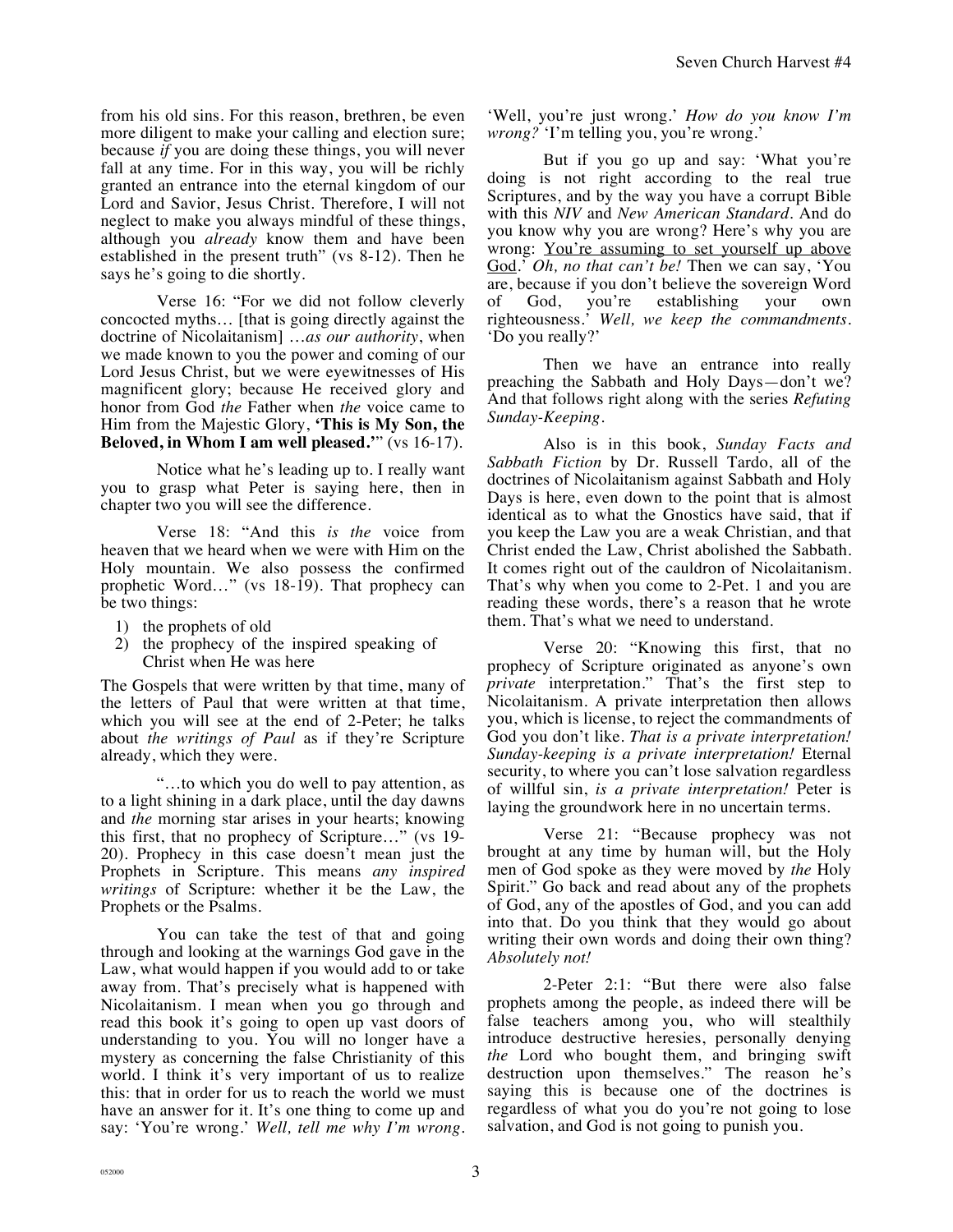from his old sins. For this reason, brethren, be even more diligent to make your calling and election sure; because *if* you are doing these things, you will never fall at any time. For in this way, you will be richly granted an entrance into the eternal kingdom of our Lord and Savior, Jesus Christ. Therefore, I will not neglect to make you always mindful of these things, although you *already* know them and have been established in the present truth" (vs 8-12). Then he says he's going to die shortly.

Verse 16: "For we did not follow cleverly concocted myths… [that is going directly against the doctrine of Nicolaitanism] …*as our authority*, when we made known to you the power and coming of our Lord Jesus Christ, but we were eyewitnesses of His magnificent glory; because He received glory and honor from God *the* Father when *the* voice came to Him from the Majestic Glory, **'This is My Son, the Beloved, in Whom I am well pleased.'**" (vs 16-17).

Notice what he's leading up to. I really want you to grasp what Peter is saying here, then in chapter two you will see the difference.

Verse 18: "And this *is the* voice from heaven that we heard when we were with Him on the Holy mountain. We also possess the confirmed prophetic Word…" (vs 18-19). That prophecy can be two things:

1) the prophets of old
2) the prophecy of the inspired speaking of Christ when He was here

The Gospels that were written by that time, many of the letters of Paul that were written at that time, which you will see at the end of 2-Peter; he talks about *the writings of Paul* as if they're Scripture already, which they were.

"…to which you do well to pay attention, as to a light shining in a dark place, until the day dawns and *the* morning star arises in your hearts; knowing this first, that no prophecy of Scripture…" (vs 19-20). Prophecy in this case doesn't mean just the Prophets in Scripture. This means *any inspired writings* of Scripture: whether it be the Law, the Prophets or the Psalms.

You can take the test of that and going through and looking at the warnings God gave in the Law, what would happen if you would add to or take away from. That's precisely what is happened with Nicolaitanism. I mean when you go through and read this book it's going to open up vast doors of understanding to you. You will no longer have a mystery as concerning the false Christianity of this world. I think it's very important of us to realize this: that in order for us to reach the world we must have an answer for it. It's one thing to come up and say: 'You're wrong.' *Well, tell me why I'm wrong.* 'Well, you're just wrong.' *How do you know I'm wrong?* 'I'm telling you, you're wrong.'

But if you go up and say: 'What you're doing is not right according to the real true Scriptures, and by the way you have a corrupt Bible with this *NIV* and *New American Standard*. And do you know why you are wrong? Here's why you are wrong: <u>You're assuming to set yourself up above God</u>.' *Oh, no that can't be!* Then we can say, 'You are, because if you don't believe the sovereign Word of God, you're establishing your own righteousness.' *Well, we keep the commandments.* 'Do you really?'

Then we have an entrance into really preaching the Sabbath and Holy Days—don't we? And that follows right along with the series *Refuting Sunday-Keeping*.

Also is in this book, *Sunday Facts and Sabbath Fiction* by Dr. Russell Tardo, all of the doctrines of Nicolaitanism against Sabbath and Holy Days is here, even down to the point that is almost identical as to what the Gnostics have said, that if you keep the Law you are a weak Christian, and that Christ ended the Law, Christ abolished the Sabbath. It comes right out of the cauldron of Nicolaitanism. That's why when you come to 2-Pet. 1 and you are reading these words, there's a reason that he wrote them. That's what we need to understand.

Verse 20: "Knowing this first, that no prophecy of Scripture originated as anyone's own *private* interpretation." That's the first step to Nicolaitanism. A private interpretation then allows you, which is license, to reject the commandments of God you don't like. *That is a private interpretation! Sunday-keeping is a private interpretation!* Eternal security, to where you can't lose salvation regardless of willful sin, *is a private interpretation!* Peter is laying the groundwork here in no uncertain terms.

Verse 21: "Because prophecy was not brought at any time by human will, but the Holy men of God spoke as they were moved by *the* Holy Spirit." Go back and read about any of the prophets of God, any of the apostles of God, and you can add into that. Do you think that they would go about writing their own words and doing their own thing? *Absolutely not!*

2-Peter 2:1: "But there were also false prophets among the people, as indeed there will be false teachers among you, who will stealthily introduce destructive heresies, personally denying *the* Lord who bought them, and bringing swift destruction upon themselves." The reason he's saying this is because one of the doctrines is regardless of what you do you're not going to lose salvation, and God is not going to punish you.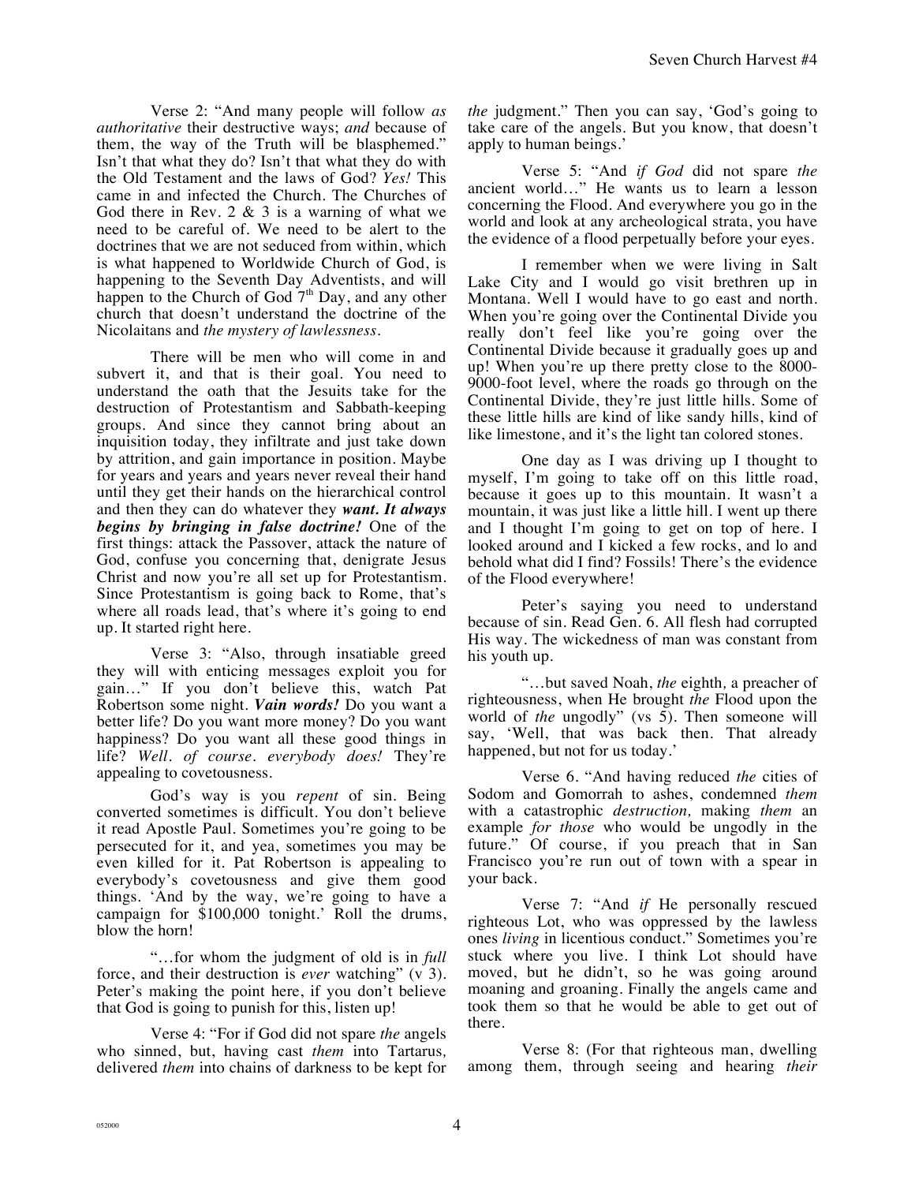Verse 2: "And many people will follow *as authoritative* their destructive ways; *and* because of them, the way of the Truth will be blasphemed." Isn't that what they do? Isn't that what they do with the Old Testament and the laws of God? *Yes!* This came in and infected the Church. The Churches of God there in Rev. 2 & 3 is a warning of what we need to be careful of. We need to be alert to the doctrines that we are not seduced from within, which is what happened to Worldwide Church of God, is happening to the Seventh Day Adventists, and will happen to the Church of God 7th Day, and any other church that doesn't understand the doctrine of the Nicolaitans and *the mystery of lawlessness*.

There will be men who will come in and subvert it, and that is their goal. You need to understand the oath that the Jesuits take for the destruction of Protestantism and Sabbath-keeping groups. And since they cannot bring about an inquisition today, they infiltrate and just take down by attrition, and gain importance in position. Maybe for years and years and years never reveal their hand until they get their hands on the hierarchical control and then they can do whatever they ***want. It always begins by bringing in false doctrine!*** One of the first things: attack the Passover, attack the nature of God, confuse you concerning that, denigrate Jesus Christ and now you're all set up for Protestantism. Since Protestantism is going back to Rome, that's where all roads lead, that's where it's going to end up. It started right here.

Verse 3: "Also, through insatiable greed they will with enticing messages exploit you for gain…" If you don't believe this, watch Pat Robertson some night. ***Vain words!*** Do you want a better life? Do you want more money? Do you want happiness? Do you want all these good things in life? *Well. of course. everybody does!* They're appealing to covetousness.

God's way is you *repent* of sin. Being converted sometimes is difficult. You don't believe it read Apostle Paul. Sometimes you're going to be persecuted for it, and yea, sometimes you may be even killed for it. Pat Robertson is appealing to everybody's covetousness and give them good things. 'And by the way, we're going to have a campaign for $100,000 tonight.' Roll the drums, blow the horn!

"…for whom the judgment of old is in *full* force, and their destruction is *ever* watching" (v 3). Peter's making the point here, if you don't believe that God is going to punish for this, listen up!

Verse 4: "For if God did not spare *the* angels who sinned, but, having cast *them* into Tartarus, delivered *them* into chains of darkness to be kept for *the* judgment." Then you can say, 'God's going to take care of the angels. But you know, that doesn't apply to human beings.'

Verse 5: "And *if God* did not spare *the* ancient world…" He wants us to learn a lesson concerning the Flood. And everywhere you go in the world and look at any archeological strata, you have the evidence of a flood perpetually before your eyes.

I remember when we were living in Salt Lake City and I would go visit brethren up in Montana. Well I would have to go east and north. When you're going over the Continental Divide you really don't feel like you're going over the Continental Divide because it gradually goes up and up! When you're up there pretty close to the 8000-9000-foot level, where the roads go through on the Continental Divide, they're just little hills. Some of these little hills are kind of like sandy hills, kind of like limestone, and it's the light tan colored stones.

One day as I was driving up I thought to myself, I'm going to take off on this little road, because it goes up to this mountain. It wasn't a mountain, it was just like a little hill. I went up there and I thought I'm going to get on top of here. I looked around and I kicked a few rocks, and lo and behold what did I find? Fossils! There's the evidence of the Flood everywhere!

Peter's saying you need to understand because of sin. Read Gen. 6. All flesh had corrupted His way. The wickedness of man was constant from his youth up.

"…but saved Noah, *the* eighth*,* a preacher of righteousness, when He brought *the* Flood upon the world of *the* ungodly" (vs 5). Then someone will say, 'Well, that was back then. That already happened, but not for us today.'

Verse 6. "And having reduced *the* cities of Sodom and Gomorrah to ashes, condemned *them* with a catastrophic *destruction,* making *them* an example *for those* who would be ungodly in the future." Of course, if you preach that in San Francisco you're run out of town with a spear in your back.

Verse 7: "And *if* He personally rescued righteous Lot, who was oppressed by the lawless ones *living* in licentious conduct." Sometimes you're stuck where you live. I think Lot should have moved, but he didn't, so he was going around moaning and groaning. Finally the angels came and took them so that he would be able to get out of there.

Verse 8: (For that righteous man, dwelling among them, through seeing and hearing *their*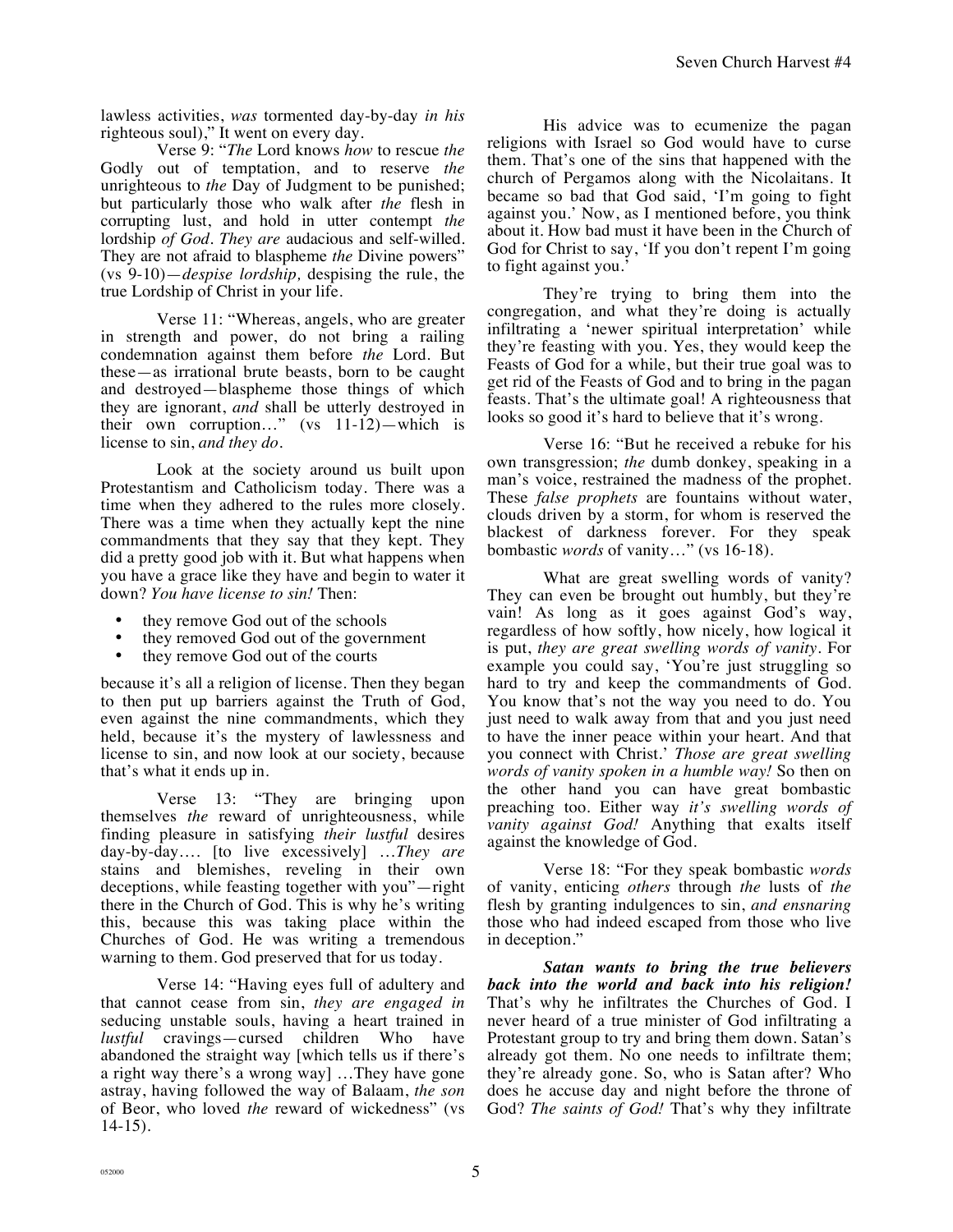lawless activities, *was* tormented day-by-day *in his* righteous soul)," It went on every day.

Verse 9: "*The* Lord knows *how* to rescue *the* Godly out of temptation, and to reserve *the* unrighteous to *the* Day of Judgment to be punished; but particularly those who walk after *the* flesh in corrupting lust, and hold in utter contempt *the* lordship *of God*. *They are* audacious and self-willed. They are not afraid to blaspheme *the* Divine powers" (vs 9-10)—*despise lordship,* despising the rule, the true Lordship of Christ in your life.

Verse 11: "Whereas, angels, who are greater in strength and power, do not bring a railing condemnation against them before *the* Lord. But these—as irrational brute beasts, born to be caught and destroyed—blaspheme those things of which they are ignorant, *and* shall be utterly destroyed in their own corruption…" (vs 11-12)—which is license to sin, *and they do*.

Look at the society around us built upon Protestantism and Catholicism today. There was a time when they adhered to the rules more closely. There was a time when they actually kept the nine commandments that they say that they kept. They did a pretty good job with it. But what happens when you have a grace like they have and begin to water it down? *You have license to sin!* Then:

- they remove God out of the schools
- they removed God out of the government
- they remove God out of the courts

because it's all a religion of license. Then they began to then put up barriers against the Truth of God, even against the nine commandments, which they held, because it's the mystery of lawlessness and license to sin, and now look at our society, because that's what it ends up in.

Verse 13: "They are bringing upon themselves *the* reward of unrighteousness, while finding pleasure in satisfying *their lustful* desires day-by-day…. [to live excessively] …*They are* stains and blemishes, reveling in their own deceptions, while feasting together with you"—right there in the Church of God. This is why he's writing this, because this was taking place within the Churches of God. He was writing a tremendous warning to them. God preserved that for us today.

Verse 14: "Having eyes full of adultery and that cannot cease from sin, *they are engaged in* seducing unstable souls, having a heart trained in *lustful* cravings—cursed children Who have abandoned the straight way [which tells us if there's a right way there's a wrong way] …They have gone astray, having followed the way of Balaam, *the son* of Beor, who loved *the* reward of wickedness" (vs 14-15).

His advice was to ecumenize the pagan religions with Israel so God would have to curse them. That's one of the sins that happened with the church of Pergamos along with the Nicolaitans. It became so bad that God said, 'I'm going to fight against you.' Now, as I mentioned before, you think about it. How bad must it have been in the Church of God for Christ to say, 'If you don't repent I'm going to fight against you.'

They're trying to bring them into the congregation, and what they're doing is actually infiltrating a 'newer spiritual interpretation' while they're feasting with you. Yes, they would keep the Feasts of God for a while, but their true goal was to get rid of the Feasts of God and to bring in the pagan feasts. That's the ultimate goal! A righteousness that looks so good it's hard to believe that it's wrong.

Verse 16: "But he received a rebuke for his own transgression; *the* dumb donkey, speaking in a man's voice, restrained the madness of the prophet. These *false prophets* are fountains without water, clouds driven by a storm, for whom is reserved the blackest of darkness forever. For they speak bombastic *words* of vanity…" (vs 16-18).

What are great swelling words of vanity? They can even be brought out humbly, but they're vain! As long as it goes against God's way, regardless of how softly, how nicely, how logical it is put, *they are great swelling words of vanity*. For example you could say, 'You're just struggling so hard to try and keep the commandments of God. You know that's not the way you need to do. You just need to walk away from that and you just need to have the inner peace within your heart. And that you connect with Christ.' *Those are great swelling words of vanity spoken in a humble way!* So then on the other hand you can have great bombastic preaching too. Either way *it's swelling words of vanity against God!* Anything that exalts itself against the knowledge of God.

Verse 18: "For they speak bombastic *words* of vanity, enticing *others* through *the* lusts of *the* flesh by granting indulgences to sin, *and ensnaring* those who had indeed escaped from those who live in deception."

***Satan wants to bring the true believers back into the world and back into his religion!*** That's why he infiltrates the Churches of God. I never heard of a true minister of God infiltrating a Protestant group to try and bring them down. Satan's already got them. No one needs to infiltrate them; they're already gone. So, who is Satan after? Who does he accuse day and night before the throne of God? *The saints of God!* That's why they infiltrate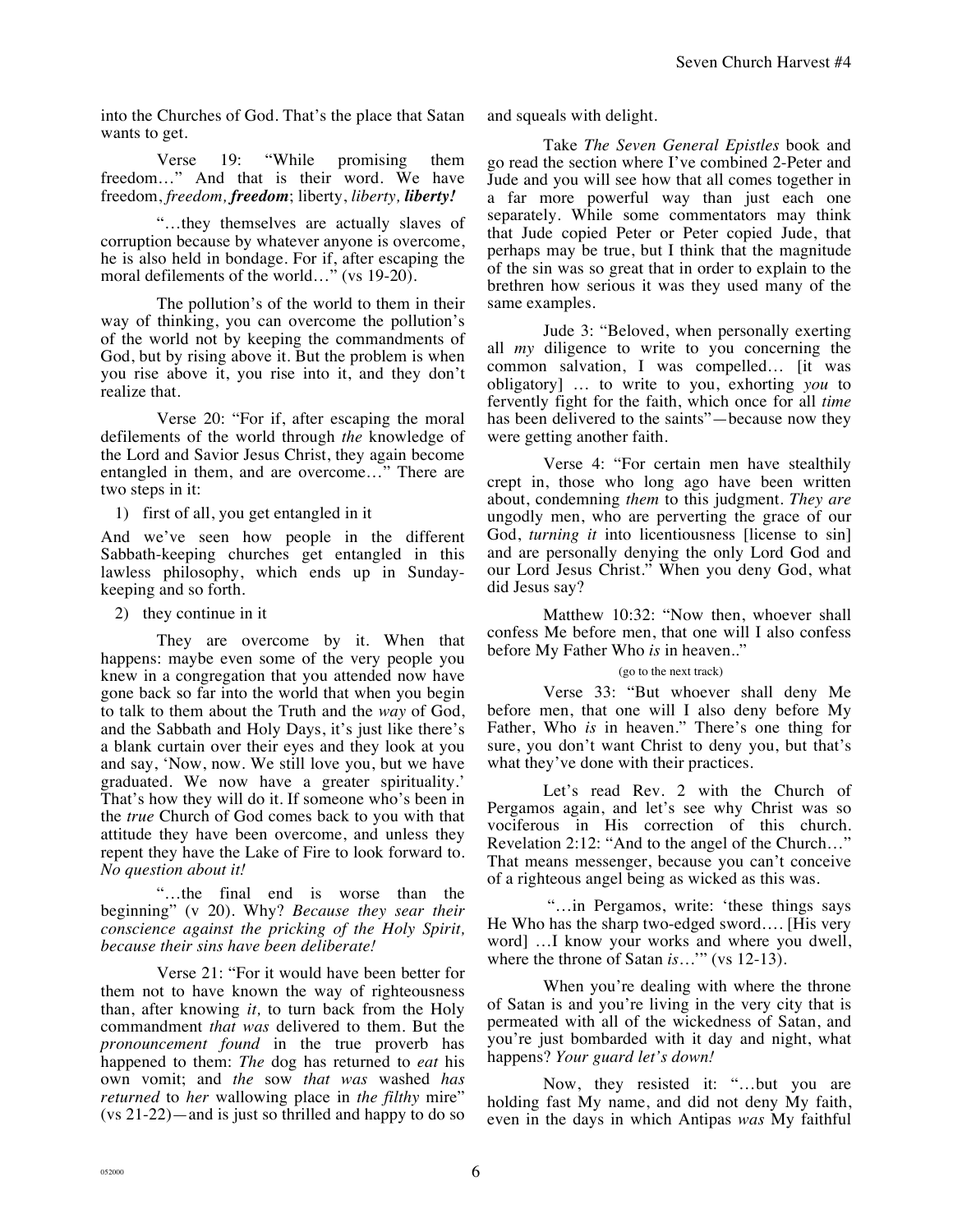into the Churches of God. That's the place that Satan wants to get.

Verse 19: "While promising them freedom…" And that is their word. We have freedom, *freedom, **freedom***; liberty, *liberty, **liberty!***

"…they themselves are actually slaves of corruption because by whatever anyone is overcome, he is also held in bondage. For if, after escaping the moral defilements of the world…" (vs 19-20).

The pollution's of the world to them in their way of thinking, you can overcome the pollution's of the world not by keeping the commandments of God, but by rising above it. But the problem is when you rise above it, you rise into it, and they don't realize that.

Verse 20: "For if, after escaping the moral defilements of the world through *the* knowledge of the Lord and Savior Jesus Christ, they again become entangled in them, and are overcome…" There are two steps in it:

1) first of all, you get entangled in it

And we've seen how people in the different Sabbath-keeping churches get entangled in this lawless philosophy, which ends up in Sunday-keeping and so forth.

2) they continue in it

They are overcome by it. When that happens: maybe even some of the very people you knew in a congregation that you attended now have gone back so far into the world that when you begin to talk to them about the Truth and the *way* of God, and the Sabbath and Holy Days, it's just like there's a blank curtain over their eyes and they look at you and say, 'Now, now. We still love you, but we have graduated. We now have a greater spirituality.' That's how they will do it. If someone who's been in the *true* Church of God comes back to you with that attitude they have been overcome, and unless they repent they have the Lake of Fire to look forward to. *No question about it!*

"…the final end is worse than the beginning" (v 20). Why? *Because they sear their conscience against the pricking of the Holy Spirit, because their sins have been deliberate!*

Verse 21: "For it would have been better for them not to have known the way of righteousness than, after knowing *it,* to turn back from the Holy commandment *that was* delivered to them. But the *pronouncement found* in the true proverb has happened to them: *The* dog has returned to *eat* his own vomit; and *the* sow *that was* washed *has returned* to *her* wallowing place in *the filthy* mire" (vs 21-22)—and is just so thrilled and happy to do so and squeals with delight.

Take *The Seven General Epistles* book and go read the section where I've combined 2-Peter and Jude and you will see how that all comes together in a far more powerful way than just each one separately. While some commentators may think that Jude copied Peter or Peter copied Jude, that perhaps may be true, but I think that the magnitude of the sin was so great that in order to explain to the brethren how serious it was they used many of the same examples.

Jude 3: "Beloved, when personally exerting all *my* diligence to write to you concerning the common salvation, I was compelled… [it was obligatory] … to write to you, exhorting *you* to fervently fight for the faith, which once for all *time* has been delivered to the saints"—because now they were getting another faith.

Verse 4: "For certain men have stealthily crept in, those who long ago have been written about, condemning *them* to this judgment. *They are* ungodly men, who are perverting the grace of our God, *turning it* into licentiousness [license to sin] and are personally denying the only Lord God and our Lord Jesus Christ." When you deny God, what did Jesus say?

Matthew 10:32: "Now then, whoever shall confess Me before men, that one will I also confess before My Father Who *is* in heaven.."

(go to the next track)

Verse 33: "But whoever shall deny Me before men, that one will I also deny before My Father, Who *is* in heaven." There's one thing for sure, you don't want Christ to deny you, but that's what they've done with their practices.

Let's read Rev. 2 with the Church of Pergamos again, and let's see why Christ was so vociferous in His correction of this church. Revelation 2:12: "And to the angel of the Church…" That means messenger, because you can't conceive of a righteous angel being as wicked as this was.

"…in Pergamos, write: 'these things says He Who has the sharp two-edged sword…. [His very word] …I know your works and where you dwell, where the throne of Satan *is*…'" (vs 12-13).

When you're dealing with where the throne of Satan is and you're living in the very city that is permeated with all of the wickedness of Satan, and you're just bombarded with it day and night, what happens? *Your guard let's down!*

Now, they resisted it: "…but you are holding fast My name, and did not deny My faith, even in the days in which Antipas *was* My faithful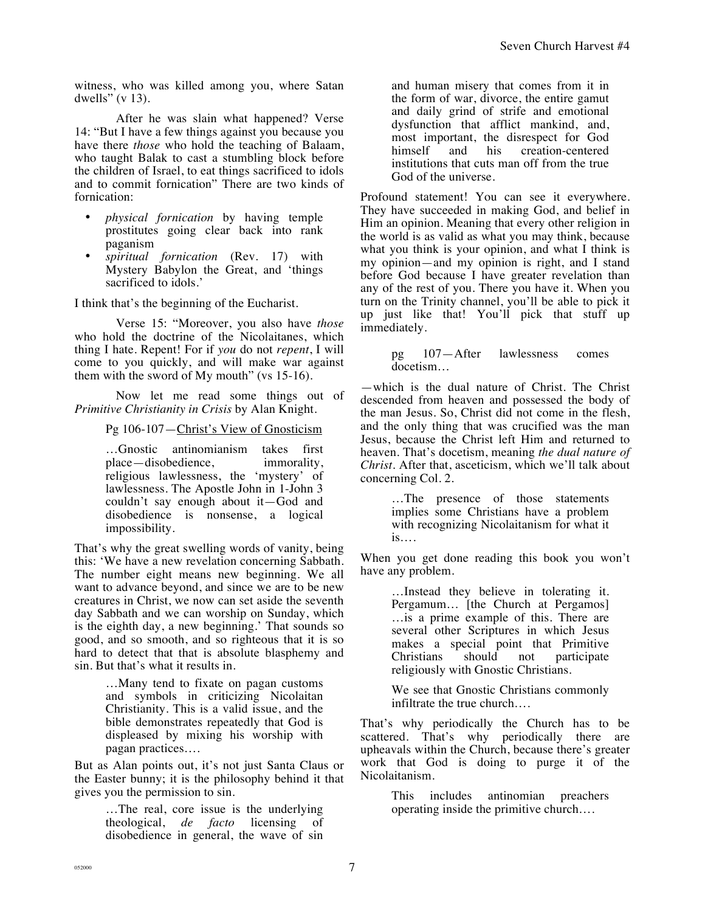witness, who was killed among you, where Satan dwells" (v 13).

After he was slain what happened? Verse 14: "But I have a few things against you because you have there *those* who hold the teaching of Balaam, who taught Balak to cast a stumbling block before the children of Israel, to eat things sacrificed to idols and to commit fornication" There are two kinds of fornication:

- *physical fornication* by having temple prostitutes going clear back into rank paganism
- *spiritual fornication* (Rev. 17) with Mystery Babylon the Great, and 'things sacrificed to idols.'

I think that's the beginning of the Eucharist.

Verse 15: "Moreover, you also have *those* who hold the doctrine of the Nicolaitanes, which thing I hate. Repent! For if *you* do not *repent*, I will come to you quickly, and will make war against them with the sword of My mouth" (vs 15-16).

Now let me read some things out of *Primitive Christianity in Crisis* by Alan Knight.

> Pg 106-107—Christ's View of Gnosticism
>
> …Gnostic antinomianism takes first place—disobedience, immorality, religious lawlessness, the 'mystery' of lawlessness. The Apostle John in 1-John 3 couldn't say enough about it—God and disobedience is nonsense, a logical impossibility.

That's why the great swelling words of vanity, being this: 'We have a new revelation concerning Sabbath. The number eight means new beginning. We all want to advance beyond, and since we are to be new creatures in Christ, we now can set aside the seventh day Sabbath and we can worship on Sunday, which is the eighth day, a new beginning.' That sounds so good, and so smooth, and so righteous that it is so hard to detect that that is absolute blasphemy and sin. But that's what it results in.

> …Many tend to fixate on pagan customs and symbols in criticizing Nicolaitan Christianity. This is a valid issue, and the bible demonstrates repeatedly that God is displeased by mixing his worship with pagan practices….

But as Alan points out, it's not just Santa Claus or the Easter bunny; it is the philosophy behind it that gives you the permission to sin.

> …The real, core issue is the underlying theological, *de facto* licensing of disobedience in general, the wave of sin and human misery that comes from it in the form of war, divorce, the entire gamut and daily grind of strife and emotional dysfunction that afflict mankind, and, most important, the disrespect for God himself and his creation-centered institutions that cuts man off from the true God of the universe.

Profound statement! You can see it everywhere. They have succeeded in making God, and belief in Him an opinion. Meaning that every other religion in the world is as valid as what you may think, because what you think is your opinion, and what I think is my opinion—and my opinion is right, and I stand before God because I have greater revelation than any of the rest of you. There you have it. When you turn on the Trinity channel, you'll be able to pick it up just like that! You'll pick that stuff up immediately.

> pg 107—After lawlessness comes docetism…

—which is the dual nature of Christ. The Christ descended from heaven and possessed the body of the man Jesus. So, Christ did not come in the flesh, and the only thing that was crucified was the man Jesus, because the Christ left Him and returned to heaven. That's docetism, meaning *the dual nature of Christ*. After that, asceticism, which we'll talk about concerning Col. 2.

> …The presence of those statements implies some Christians have a problem with recognizing Nicolaitanism for what it is….

When you get done reading this book you won't have any problem.

> …Instead they believe in tolerating it. Pergamum… [the Church at Pergamos] …is a prime example of this. There are several other Scriptures in which Jesus makes a special point that Primitive Christians should not participate religiously with Gnostic Christians.
>
> We see that Gnostic Christians commonly infiltrate the true church….

That's why periodically the Church has to be scattered. That's why periodically there are upheavals within the Church, because there's greater work that God is doing to purge it of the Nicolaitanism.

> This includes antinomian preachers operating inside the primitive church….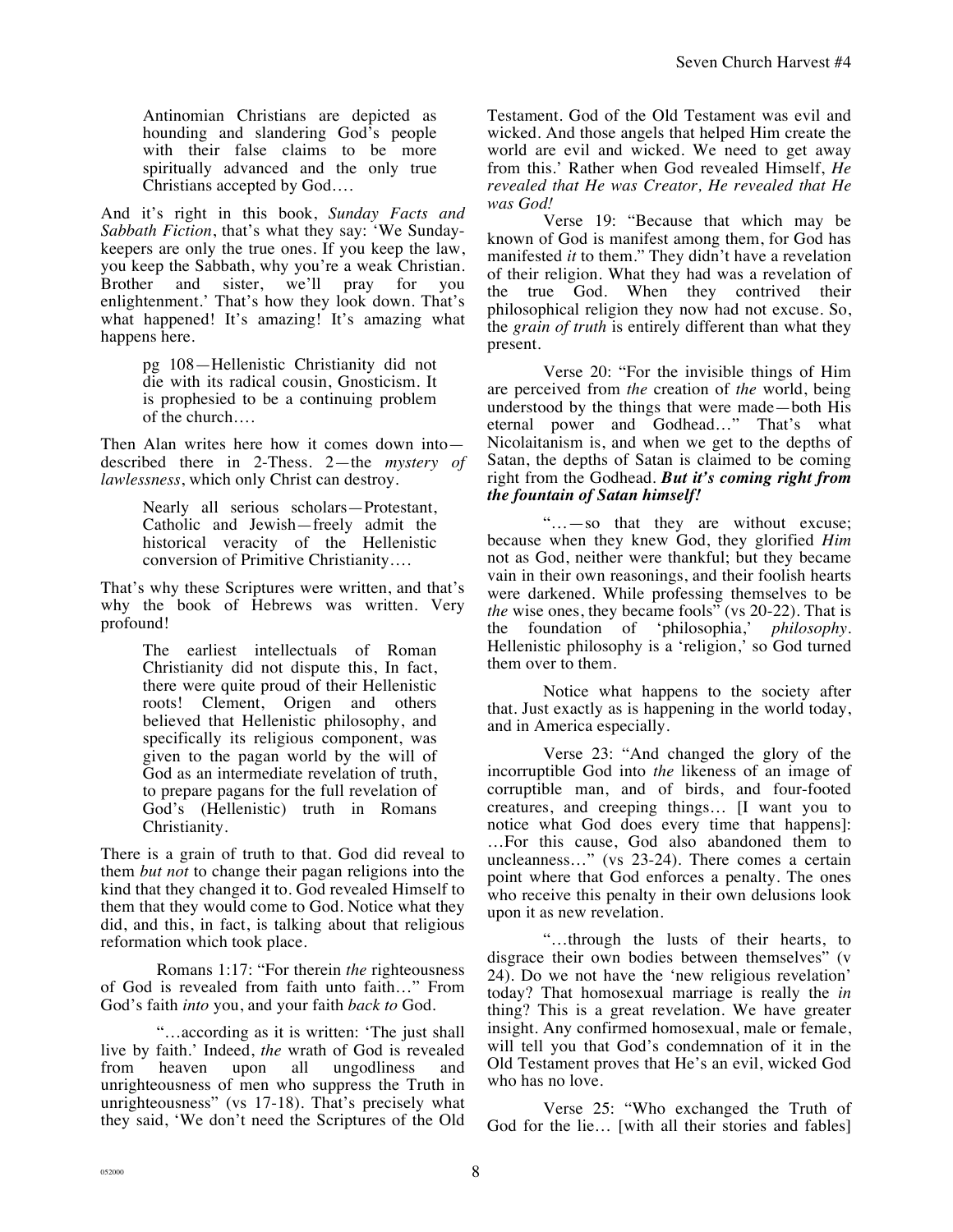> Antinomian Christians are depicted as hounding and slandering God's people with their false claims to be more spiritually advanced and the only true Christians accepted by God….

And it's right in this book, *Sunday Facts and Sabbath Fiction*, that's what they say: 'We Sunday-keepers are only the true ones. If you keep the law, you keep the Sabbath, why you're a weak Christian. Brother and sister, we'll pray for you enlightenment.' That's how they look down. That's what happened! It's amazing! It's amazing what happens here.

> pg 108—Hellenistic Christianity did not die with its radical cousin, Gnosticism. It is prophesied to be a continuing problem of the church….

Then Alan writes here how it comes down into—described there in 2-Thess. 2—the *mystery of lawlessness*, which only Christ can destroy.

> Nearly all serious scholars—Protestant, Catholic and Jewish—freely admit the historical veracity of the Hellenistic conversion of Primitive Christianity….

That's why these Scriptures were written, and that's why the book of Hebrews was written. Very profound!

> The earliest intellectuals of Roman Christianity did not dispute this, In fact, there were quite proud of their Hellenistic roots! Clement, Origen and others believed that Hellenistic philosophy, and specifically its religious component, was given to the pagan world by the will of God as an intermediate revelation of truth, to prepare pagans for the full revelation of God's (Hellenistic) truth in Romans Christianity.

There is a grain of truth to that. God did reveal to them *but not* to change their pagan religions into the kind that they changed it to. God revealed Himself to them that they would come to God. Notice what they did, and this, in fact, is talking about that religious reformation which took place.

Romans 1:17: "For therein *the* righteousness of God is revealed from faith unto faith…" From God's faith *into* you, and your faith *back to* God.

"…according as it is written: 'The just shall live by faith.' Indeed, *the* wrath of God is revealed from heaven upon all ungodliness and unrighteousness of men who suppress the Truth in unrighteousness" (vs 17-18). That's precisely what they said, 'We don't need the Scriptures of the Old Testament. God of the Old Testament was evil and wicked. And those angels that helped Him create the world are evil and wicked. We need to get away from this.' Rather when God revealed Himself, *He revealed that He was Creator, He revealed that He was God!*

Verse 19: "Because that which may be known of God is manifest among them, for God has manifested *it* to them." They didn't have a revelation of their religion. What they had was a revelation of the true God. When they contrived their philosophical religion they now had not excuse. So, the *grain of truth* is entirely different than what they present.

Verse 20: "For the invisible things of Him are perceived from *the* creation of *the* world, being understood by the things that were made—both His eternal power and Godhead…" That's what Nicolaitanism is, and when we get to the depths of Satan, the depths of Satan is claimed to be coming right from the Godhead. ***But it's coming right from the fountain of Satan himself!***

"…—so that they are without excuse; because when they knew God, they glorified *Him* not as God, neither were thankful; but they became vain in their own reasonings, and their foolish hearts were darkened. While professing themselves to be *the* wise ones, they became fools" (vs 20-22). That is the foundation of 'philosophia,' *philosophy*. Hellenistic philosophy is a 'religion,' so God turned them over to them.

Notice what happens to the society after that. Just exactly as is happening in the world today, and in America especially.

Verse 23: "And changed the glory of the incorruptible God into *the* likeness of an image of corruptible man, and of birds, and four-footed creatures, and creeping things… [I want you to notice what God does every time that happens]: …For this cause, God also abandoned them to uncleanness…" (vs 23-24). There comes a certain point where that God enforces a penalty. The ones who receive this penalty in their own delusions look upon it as new revelation.

"…through the lusts of their hearts, to disgrace their own bodies between themselves" (v 24). Do we not have the 'new religious revelation' today? That homosexual marriage is really the *in* thing? This is a great revelation. We have greater insight. Any confirmed homosexual, male or female, will tell you that God's condemnation of it in the Old Testament proves that He's an evil, wicked God who has no love.

Verse 25: "Who exchanged the Truth of God for the lie… [with all their stories and fables]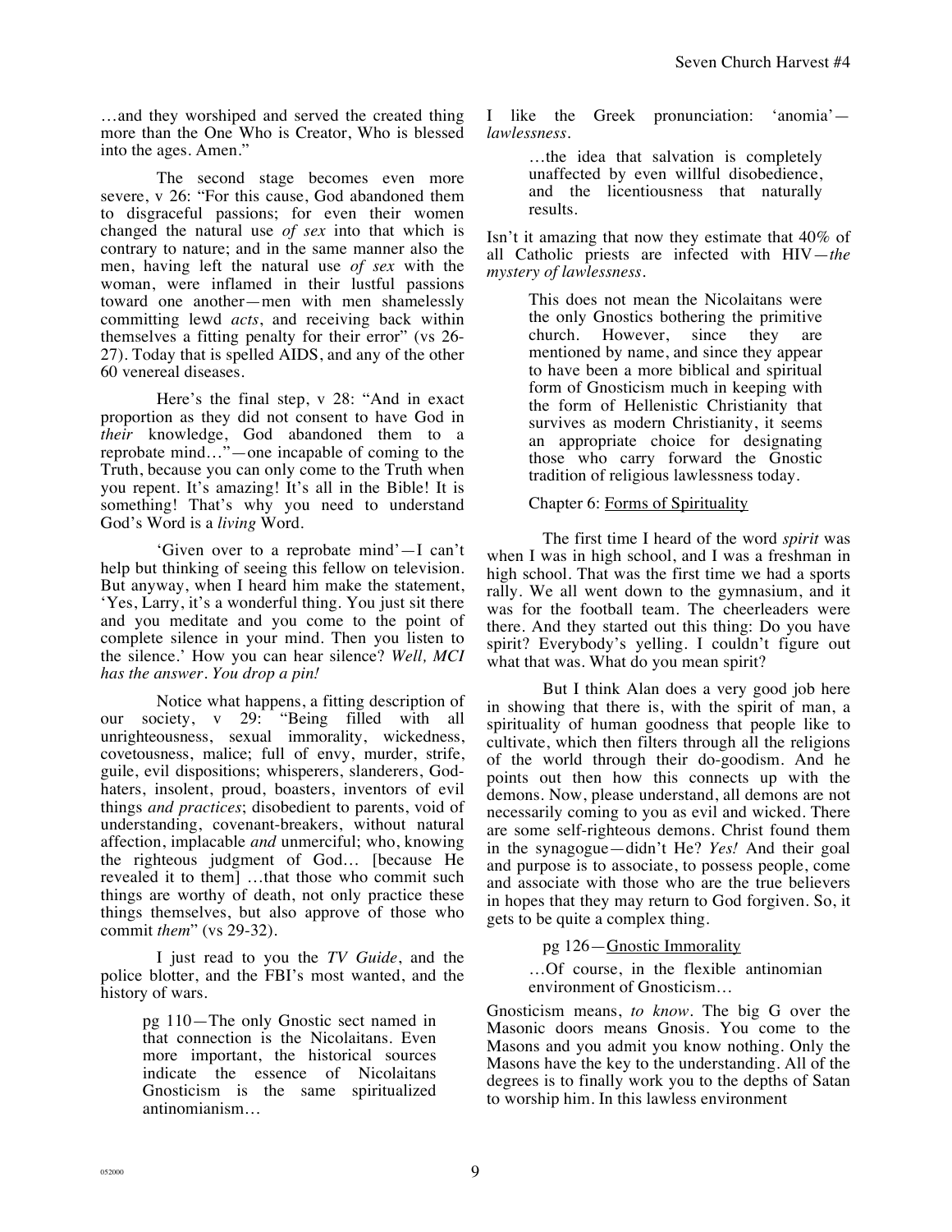…and they worshiped and served the created thing more than the One Who is Creator, Who is blessed into the ages. Amen."

The second stage becomes even more severe, v 26: "For this cause, God abandoned them to disgraceful passions; for even their women changed the natural use *of sex* into that which is contrary to nature; and in the same manner also the men, having left the natural use *of sex* with the woman, were inflamed in their lustful passions toward one another—men with men shamelessly committing lewd *acts*, and receiving back within themselves a fitting penalty for their error" (vs 26-27). Today that is spelled AIDS, and any of the other 60 venereal diseases.

Here's the final step, v 28: "And in exact proportion as they did not consent to have God in *their* knowledge, God abandoned them to a reprobate mind…"—one incapable of coming to the Truth, because you can only come to the Truth when you repent. It's amazing! It's all in the Bible! It is something! That's why you need to understand God's Word is a *living* Word.

'Given over to a reprobate mind'—I can't help but thinking of seeing this fellow on television. But anyway, when I heard him make the statement, 'Yes, Larry, it's a wonderful thing. You just sit there and you meditate and you come to the point of complete silence in your mind. Then you listen to the silence.' How you can hear silence? *Well, MCI has the answer. You drop a pin!*

Notice what happens, a fitting description of our society, v 29: "Being filled with all unrighteousness, sexual immorality, wickedness, covetousness, malice; full of envy, murder, strife, guile, evil dispositions; whisperers, slanderers, God-haters, insolent, proud, boasters, inventors of evil things *and practices*; disobedient to parents, void of understanding, covenant-breakers, without natural affection, implacable *and* unmerciful; who, knowing the righteous judgment of God… [because He revealed it to them] …that those who commit such things are worthy of death, not only practice these things themselves, but also approve of those who commit *them*" (vs 29-32).

I just read to you the *TV Guide*, and the police blotter, and the FBI's most wanted, and the history of wars.

> pg 110—The only Gnostic sect named in that connection is the Nicolaitans. Even more important, the historical sources indicate the essence of Nicolaitans Gnosticism is the same spiritualized antinomianism…

I like the Greek pronunciation: 'anomia'—*lawlessness*.

> …the idea that salvation is completely unaffected by even willful disobedience, and the licentiousness that naturally results.

Isn't it amazing that now they estimate that 40% of all Catholic priests are infected with HIV—*the mystery of lawlessness*.

> This does not mean the Nicolaitans were the only Gnostics bothering the primitive church. However, since they are mentioned by name, and since they appear to have been a more biblical and spiritual form of Gnosticism much in keeping with the form of Hellenistic Christianity that survives as modern Christianity, it seems an appropriate choice for designating those who carry forward the Gnostic tradition of religious lawlessness today.
>
> Chapter 6: Forms of Spirituality

The first time I heard of the word *spirit* was when I was in high school, and I was a freshman in high school. That was the first time we had a sports rally. We all went down to the gymnasium, and it was for the football team. The cheerleaders were there. And they started out this thing: Do you have spirit? Everybody's yelling. I couldn't figure out what that was. What do you mean spirit?

But I think Alan does a very good job here in showing that there is, with the spirit of man, a spirituality of human goodness that people like to cultivate, which then filters through all the religions of the world through their do-goodism. And he points out then how this connects up with the demons. Now, please understand, all demons are not necessarily coming to you as evil and wicked. There are some self-righteous demons. Christ found them in the synagogue—didn't He? *Yes!* And their goal and purpose is to associate, to possess people, come and associate with those who are the true believers in hopes that they may return to God forgiven. So, it gets to be quite a complex thing.

> pg 126—Gnostic Immorality
>
> …Of course, in the flexible antinomian environment of Gnosticism…

Gnosticism means, *to know*. The big G over the Masonic doors means Gnosis. You come to the Masons and you admit you know nothing. Only the Masons have the key to the understanding. All of the degrees is to finally work you to the depths of Satan to worship him. In this lawless environment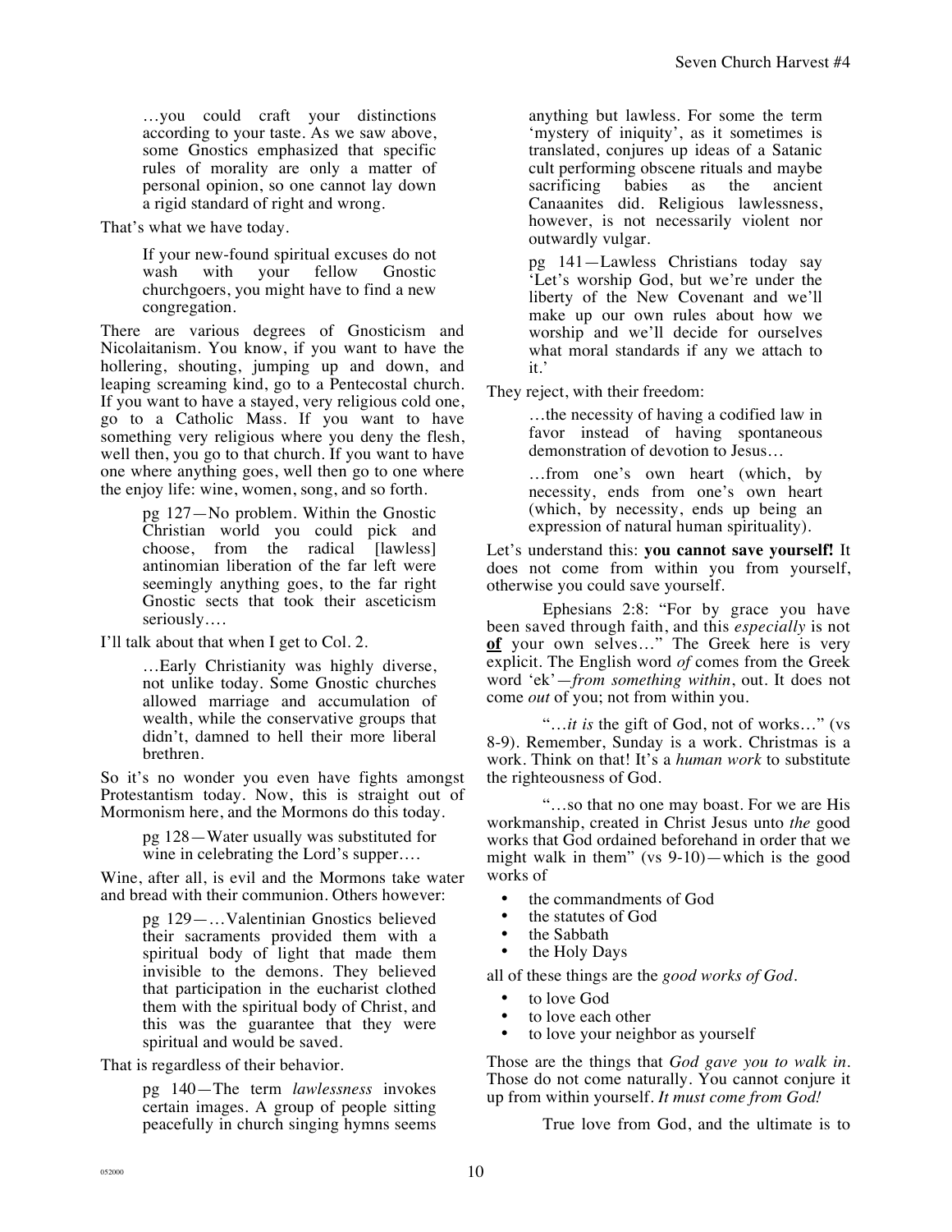> …you could craft your distinctions according to your taste. As we saw above, some Gnostics emphasized that specific rules of morality are only a matter of personal opinion, so one cannot lay down a rigid standard of right and wrong.

That's what we have today.

> If your new-found spiritual excuses do not wash with your fellow Gnostic churchgoers, you might have to find a new congregation.

There are various degrees of Gnosticism and Nicolaitanism. You know, if you want to have the hollering, shouting, jumping up and down, and leaping screaming kind, go to a Pentecostal church. If you want to have a stayed, very religious cold one, go to a Catholic Mass. If you want to have something very religious where you deny the flesh, well then, you go to that church. If you want to have one where anything goes, well then go to one where the enjoy life: wine, women, song, and so forth.

> pg 127—No problem. Within the Gnostic Christian world you could pick and choose, from the radical [lawless] antinomian liberation of the far left were seemingly anything goes, to the far right Gnostic sects that took their asceticism seriously….

I'll talk about that when I get to Col. 2.

> …Early Christianity was highly diverse, not unlike today. Some Gnostic churches allowed marriage and accumulation of wealth, while the conservative groups that didn't, damned to hell their more liberal brethren.

So it's no wonder you even have fights amongst Protestantism today. Now, this is straight out of Mormonism here, and the Mormons do this today.

> pg 128—Water usually was substituted for wine in celebrating the Lord's supper….

Wine, after all, is evil and the Mormons take water and bread with their communion. Others however:

> pg 129—…Valentinian Gnostics believed their sacraments provided them with a spiritual body of light that made them invisible to the demons. They believed that participation in the eucharist clothed them with the spiritual body of Christ, and this was the guarantee that they were spiritual and would be saved.

That is regardless of their behavior.

> pg 140—The term *lawlessness* invokes certain images. A group of people sitting peacefully in church singing hymns seems anything but lawless. For some the term 'mystery of iniquity', as it sometimes is translated, conjures up ideas of a Satanic cult performing obscene rituals and maybe sacrificing babies as the ancient Canaanites did. Religious lawlessness, however, is not necessarily violent nor outwardly vulgar.
>
> pg 141—Lawless Christians today say 'Let's worship God, but we're under the liberty of the New Covenant and we'll make up our own rules about how we worship and we'll decide for ourselves what moral standards if any we attach to it.'

They reject, with their freedom:

> …the necessity of having a codified law in favor instead of having spontaneous demonstration of devotion to Jesus…
>
> …from one's own heart (which, by necessity, ends from one's own heart (which, by necessity, ends up being an expression of natural human spirituality).

Let's understand this: **you cannot save yourself!** It does not come from within you from yourself, otherwise you could save yourself.

Ephesians 2:8: "For by grace you have been saved through faith, and this *especially* is not **of** your own selves…" The Greek here is very explicit. The English word *of* comes from the Greek word 'ek'—*from something within*, out. It does not come *out* of you; not from within you.

"…*it is* the gift of God, not of works…" (vs 8-9). Remember, Sunday is a work. Christmas is a work. Think on that! It's a *human work* to substitute the righteousness of God.

"…so that no one may boast. For we are His workmanship, created in Christ Jesus unto *the* good works that God ordained beforehand in order that we might walk in them" (vs 9-10)—which is the good works of

- the commandments of God
- the statutes of God
- the Sabbath
- the Holy Days

all of these things are the *good works of God*.

- to love God
- to love each other
- to love your neighbor as yourself

Those are the things that *God gave you to walk in*. Those do not come naturally. You cannot conjure it up from within yourself. *It must come from God!*

True love from God, and the ultimate is to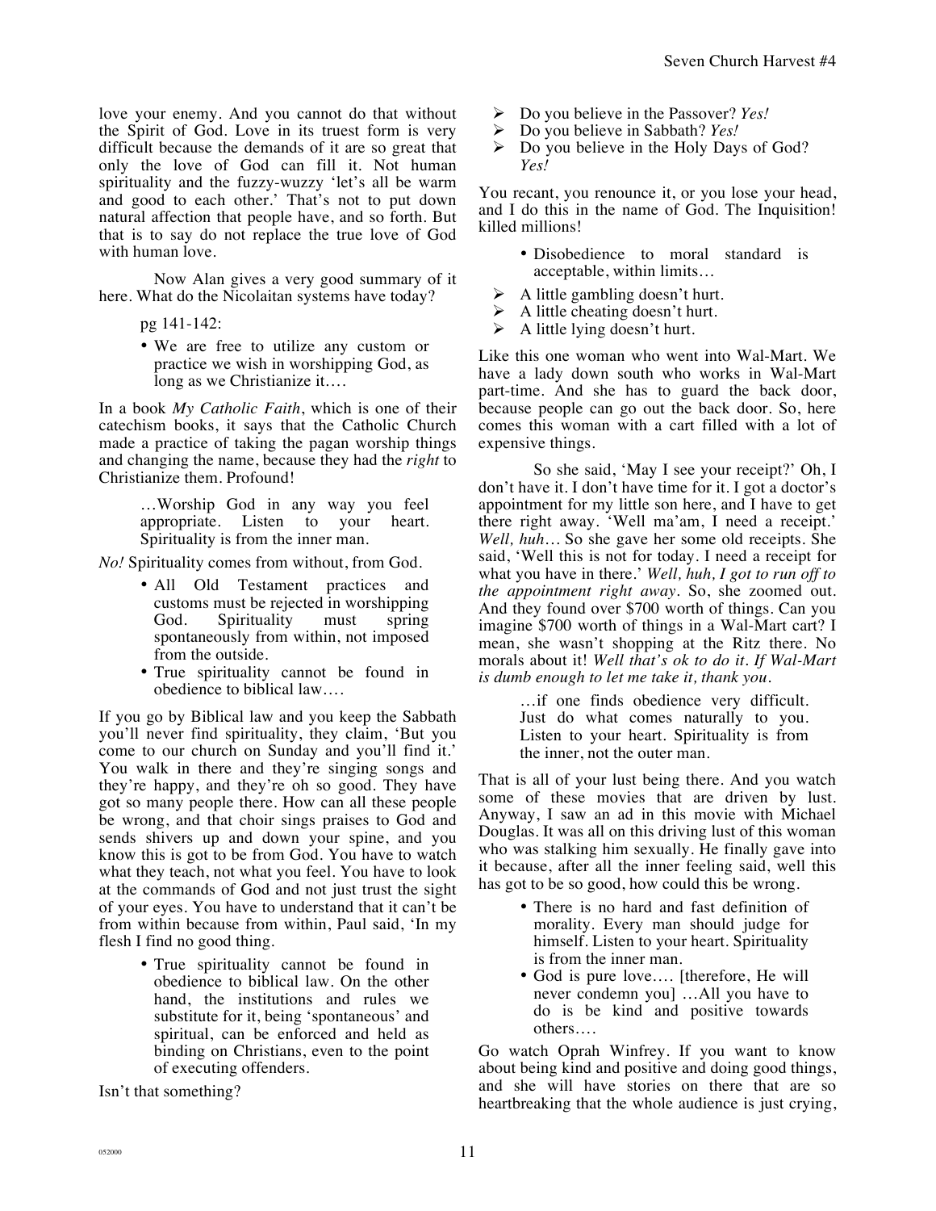love your enemy. And you cannot do that without the Spirit of God. Love in its truest form is very difficult because the demands of it are so great that only the love of God can fill it. Not human spirituality and the fuzzy-wuzzy 'let's all be warm and good to each other.' That's not to put down natural affection that people have, and so forth. But that is to say do not replace the true love of God with human love.

Now Alan gives a very good summary of it here. What do the Nicolaitan systems have today?

> pg 141-142:
>
> - We are free to utilize any custom or practice we wish in worshipping God, as long as we Christianize it….

In a book *My Catholic Faith*, which is one of their catechism books, it says that the Catholic Church made a practice of taking the pagan worship things and changing the name, because they had the *right* to Christianize them. Profound!

> …Worship God in any way you feel appropriate. Listen to your heart. Spirituality is from the inner man.

*No!* Spirituality comes from without, from God.

> - All Old Testament practices and customs must be rejected in worshipping God. Spirituality must spring spontaneously from within, not imposed from the outside.
> - True spirituality cannot be found in obedience to biblical law….

If you go by Biblical law and you keep the Sabbath you'll never find spirituality, they claim, 'But you come to our church on Sunday and you'll find it.' You walk in there and they're singing songs and they're happy, and they're oh so good. They have got so many people there. How can all these people be wrong, and that choir sings praises to God and sends shivers up and down your spine, and you know this is got to be from God. You have to watch what they teach, not what you feel. You have to look at the commands of God and not just trust the sight of your eyes. You have to understand that it can't be from within because from within, Paul said, 'In my flesh I find no good thing.

> - True spirituality cannot be found in obedience to biblical law. On the other hand, the institutions and rules we substitute for it, being 'spontaneous' and spiritual, can be enforced and held as binding on Christians, even to the point of executing offenders.

Isn't that something?

- Do you believe in the Passover? *Yes!*
- Do you believe in Sabbath? *Yes!*
- Do you believe in the Holy Days of God? *Yes!*

You recant, you renounce it, or you lose your head, and I do this in the name of God. The Inquisition! killed millions!

> - Disobedience to moral standard is acceptable, within limits…

- A little gambling doesn't hurt.
- A little cheating doesn't hurt.
- A little lying doesn't hurt.

Like this one woman who went into Wal-Mart. We have a lady down south who works in Wal-Mart part-time. And she has to guard the back door, because people can go out the back door. So, here comes this woman with a cart filled with a lot of expensive things.

So she said, 'May I see your receipt?' Oh, I don't have it. I don't have time for it. I got a doctor's appointment for my little son here, and I have to get there right away. 'Well ma'am, I need a receipt.' *Well, huh…* So she gave her some old receipts. She said, 'Well this is not for today. I need a receipt for what you have in there.' *Well, huh, I got to run off to the appointment right away.* So, she zoomed out. And they found over $700 worth of things. Can you imagine $700 worth of things in a Wal-Mart cart? I mean, she wasn't shopping at the Ritz there. No morals about it! *Well that's ok to do it. If Wal-Mart is dumb enough to let me take it, thank you.*

> …if one finds obedience very difficult. Just do what comes naturally to you. Listen to your heart. Spirituality is from the inner, not the outer man.

That is all of your lust being there. And you watch some of these movies that are driven by lust. Anyway, I saw an ad in this movie with Michael Douglas. It was all on this driving lust of this woman who was stalking him sexually. He finally gave into it because, after all the inner feeling said, well this has got to be so good, how could this be wrong.

> - There is no hard and fast definition of morality. Every man should judge for himself. Listen to your heart. Spirituality is from the inner man.
> - God is pure love…. [therefore, He will never condemn you] …All you have to do is be kind and positive towards others….

Go watch Oprah Winfrey. If you want to know about being kind and positive and doing good things, and she will have stories on there that are so heartbreaking that the whole audience is just crying,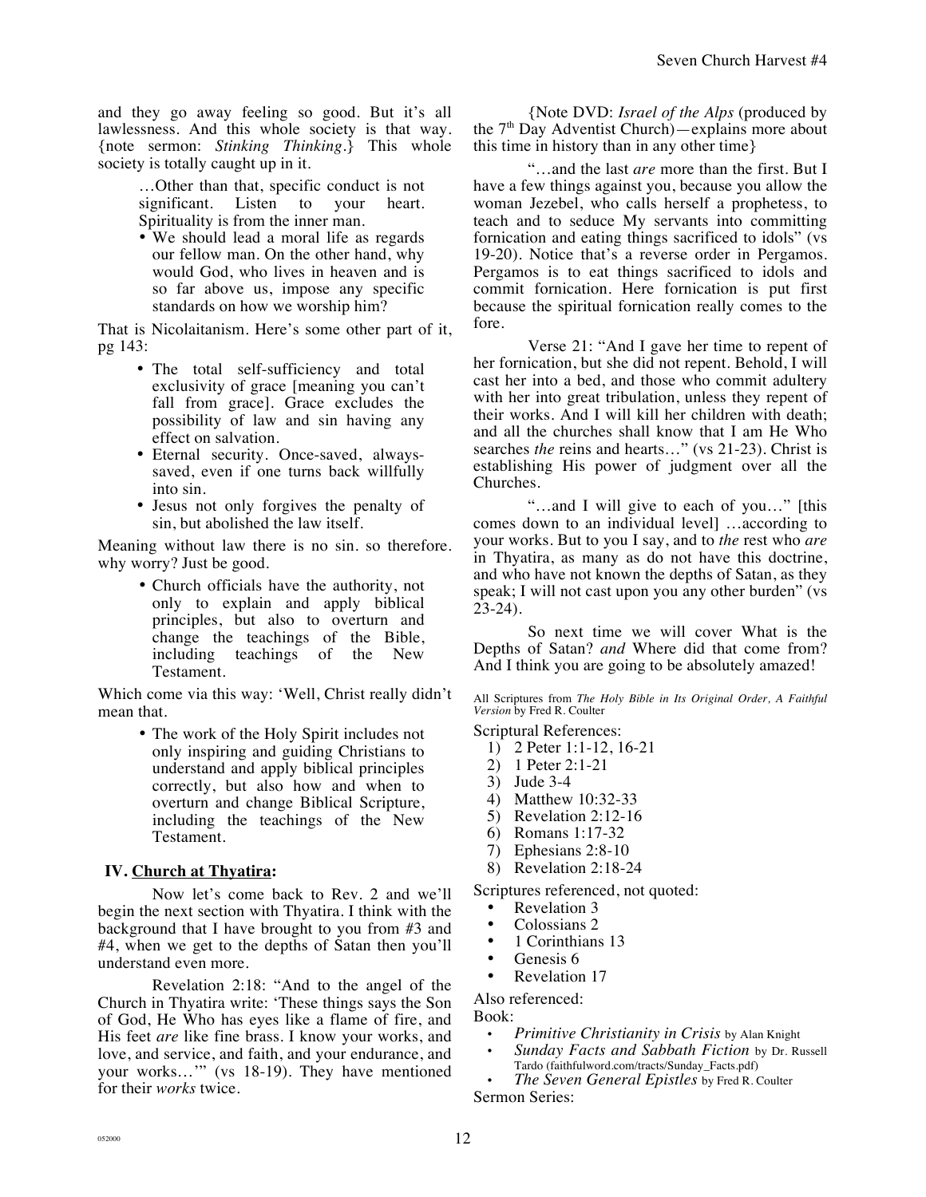and they go away feeling so good. But it's all lawlessness. And this whole society is that way. {note sermon: *Stinking Thinking*.} This whole society is totally caught up in it.

> …Other than that, specific conduct is not significant. Listen to your heart. Spirituality is from the inner man.
>
> - We should lead a moral life as regards our fellow man. On the other hand, why would God, who lives in heaven and is so far above us, impose any specific standards on how we worship him?

That is Nicolaitanism. Here's some other part of it, pg 143:

> - The total self-sufficiency and total exclusivity of grace [meaning you can't fall from grace]. Grace excludes the possibility of law and sin having any effect on salvation.
> - Eternal security. Once-saved, always-saved, even if one turns back willfully into sin.
> - Jesus not only forgives the penalty of sin, but abolished the law itself.

Meaning without law there is no sin. so therefore. why worry? Just be good.

> - Church officials have the authority, not only to explain and apply biblical principles, but also to overturn and change the teachings of the Bible, including teachings of the New Testament.

Which come via this way: 'Well, Christ really didn't mean that.

> - The work of the Holy Spirit includes not only inspiring and guiding Christians to understand and apply biblical principles correctly, but also how and when to overturn and change Biblical Scripture, including the teachings of the New Testament.

## IV. **Church at Thyatira:**

Now let's come back to Rev. 2 and we'll begin the next section with Thyatira. I think with the background that I have brought to you from #3 and #4, when we get to the depths of Satan then you'll understand even more.

Revelation 2:18: "And to the angel of the Church in Thyatira write: 'These things says the Son of God, He Who has eyes like a flame of fire, and His feet *are* like fine brass. I know your works, and love, and service, and faith, and your endurance, and your works…'" (vs 18-19). They have mentioned for their *works* twice.

{Note DVD: *Israel of the Alps* (produced by the 7th Day Adventist Church)—explains more about this time in history than in any other time}

"…and the last *are* more than the first. But I have a few things against you, because you allow the woman Jezebel, who calls herself a prophetess, to teach and to seduce My servants into committing fornication and eating things sacrificed to idols" (vs 19-20). Notice that's a reverse order in Pergamos. Pergamos is to eat things sacrificed to idols and commit fornication. Here fornication is put first because the spiritual fornication really comes to the fore.

Verse 21: "And I gave her time to repent of her fornication, but she did not repent. Behold, I will cast her into a bed, and those who commit adultery with her into great tribulation, unless they repent of their works. And I will kill her children with death; and all the churches shall know that I am He Who searches *the* reins and hearts…" (vs 21-23). Christ is establishing His power of judgment over all the Churches.

"…and I will give to each of you…" [this comes down to an individual level] …according to your works. But to you I say, and to *the* rest who *are* in Thyatira, as many as do not have this doctrine, and who have not known the depths of Satan, as they speak; I will not cast upon you any other burden" (vs 23-24).

So next time we will cover What is the Depths of Satan? *and* Where did that come from? And I think you are going to be absolutely amazed!

All Scriptures from *The Holy Bible in Its Original Order, A Faithful Version* by Fred R. Coulter

Scriptural References:

1) 2 Peter 1:1-12, 16-21
2) 1 Peter 2:1-21
3) Jude 3-4
4) Matthew 10:32-33
5) Revelation 2:12-16
6) Romans 1:17-32
7) Ephesians 2:8-10
8) Revelation 2:18-24

Scriptures referenced, not quoted:

- Revelation 3
- Colossians 2
- 1 Corinthians 13
- Genesis 6
- Revelation 17

Also referenced:

Book:

- *Primitive Christianity in Crisis* by Alan Knight
- *Sunday Facts and Sabbath Fiction* by Dr. Russell Tardo (faithfulword.com/tracts/Sunday_Facts.pdf)
- *The Seven General Epistles* by Fred R. Coulter

Sermon Series: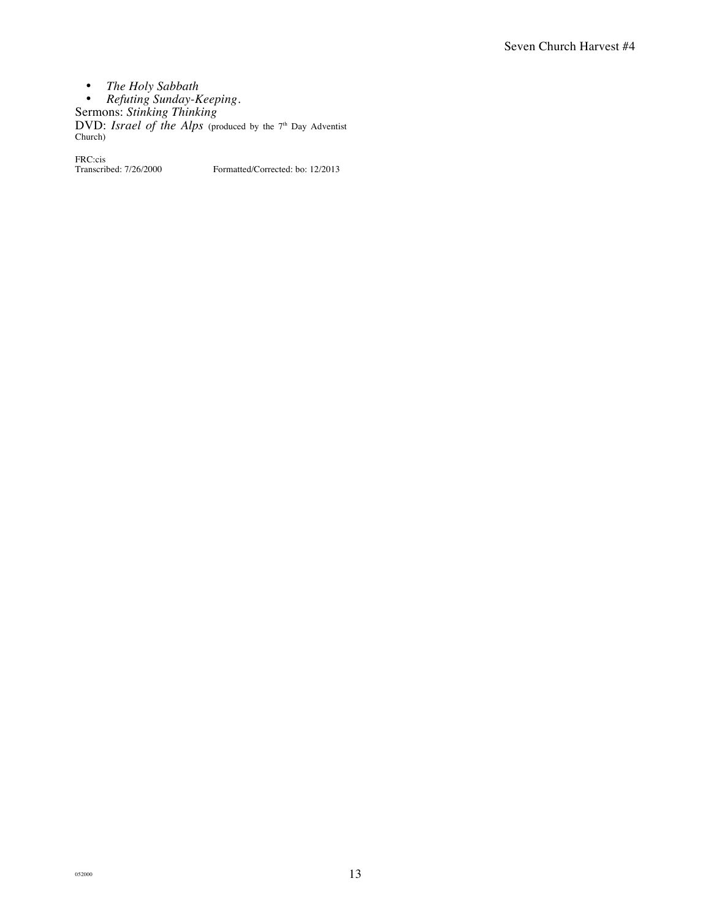- *The Holy Sabbath*
- *Refuting Sunday-Keeping*.

Sermons: *Stinking Thinking*

DVD: *Israel of the Alps* (produced by the 7th Day Adventist Church)

FRC:cis
Transcribed: 7/26/2000 Formatted/Corrected: bo: 12/2013

052000